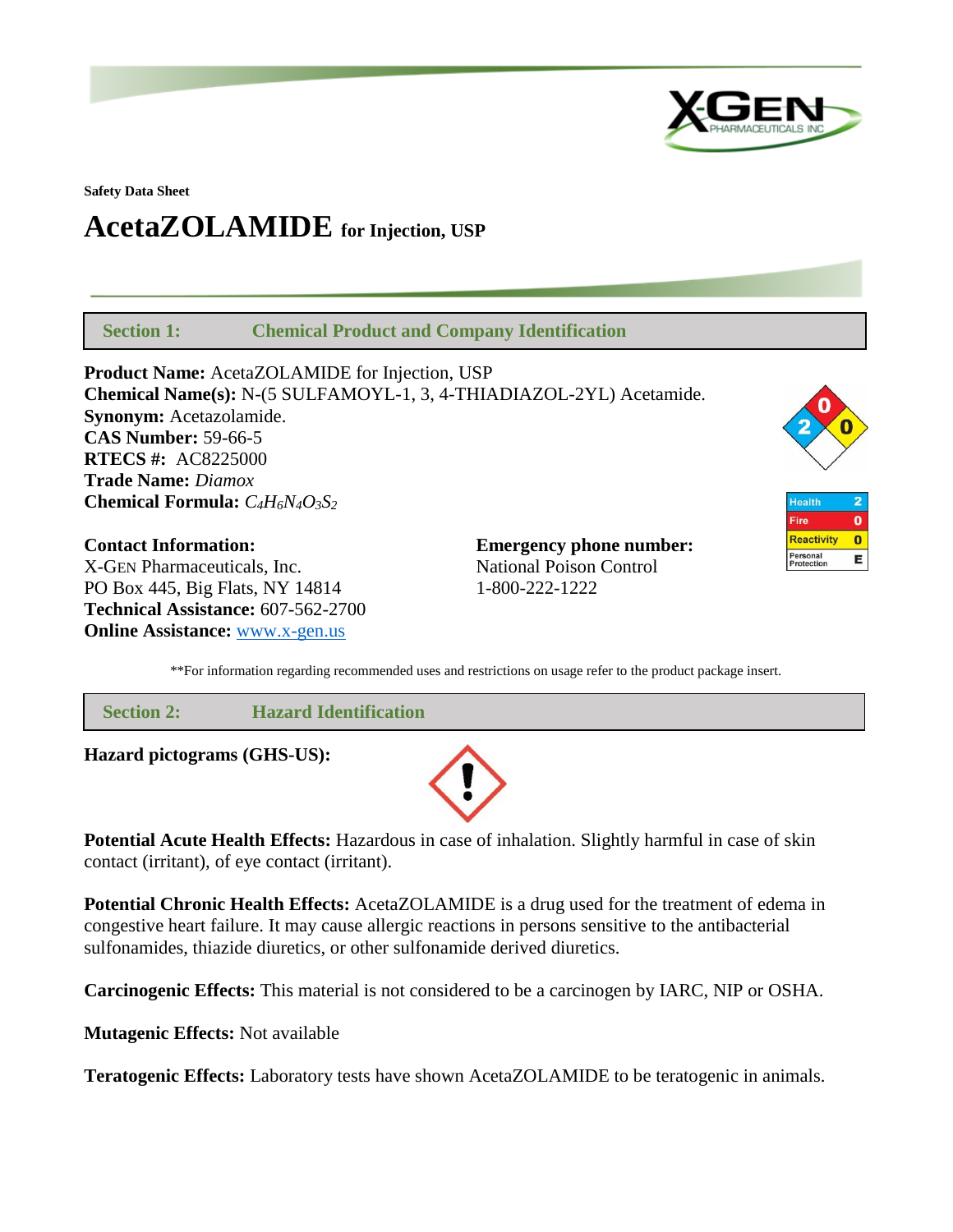**Safety Data Sheet**

# AcetaZOLAMIDE for Injection, USP

## Section 1: Chemical Product and Company Identification

**Product Name:** AcetaZOLAMIDE for Injection, USP
**Chemical Name(s):** N-(5 SULFAMOYL-1, 3, 4-THIADIAZOL-2YL) Acetamide.
**Synonym:** Acetazolamide.
**CAS Number:** 59-66-5
**RTECS #:** AC8225000
**Trade Name:** *Diamox*
**Chemical Formula:** $C_4H_6N_4O_3S_2$

| Health | 2 |
|---|---|
| Fire | 0 |
| Reactivity | 0 |
| Personal Protection | E |

**Contact Information:**
X-GEN Pharmaceuticals, Inc.
PO Box 445, Big Flats, NY 14814
**Technical Assistance:** 607-562-2700
**Online Assistance:** www.x-gen.us

**Emergency phone number:**
National Poison Control
1-800-222-1222

**For information regarding recommended uses and restrictions on usage refer to the product package insert.

## Section 2: Hazard Identification

**Hazard pictograms (GHS-US):**

**Potential Acute Health Effects:** Hazardous in case of inhalation. Slightly harmful in case of skin contact (irritant), of eye contact (irritant).

**Potential Chronic Health Effects:** AcetaZOLAMIDE is a drug used for the treatment of edema in congestive heart failure. It may cause allergic reactions in persons sensitive to the antibacterial sulfonamides, thiazide diuretics, or other sulfonamide derived diuretics.

**Carcinogenic Effects:** This material is not considered to be a carcinogen by IARC, NIP or OSHA.

**Mutagenic Effects:** Not available

**Teratogenic Effects:** Laboratory tests have shown AcetaZOLAMIDE to be teratogenic in animals.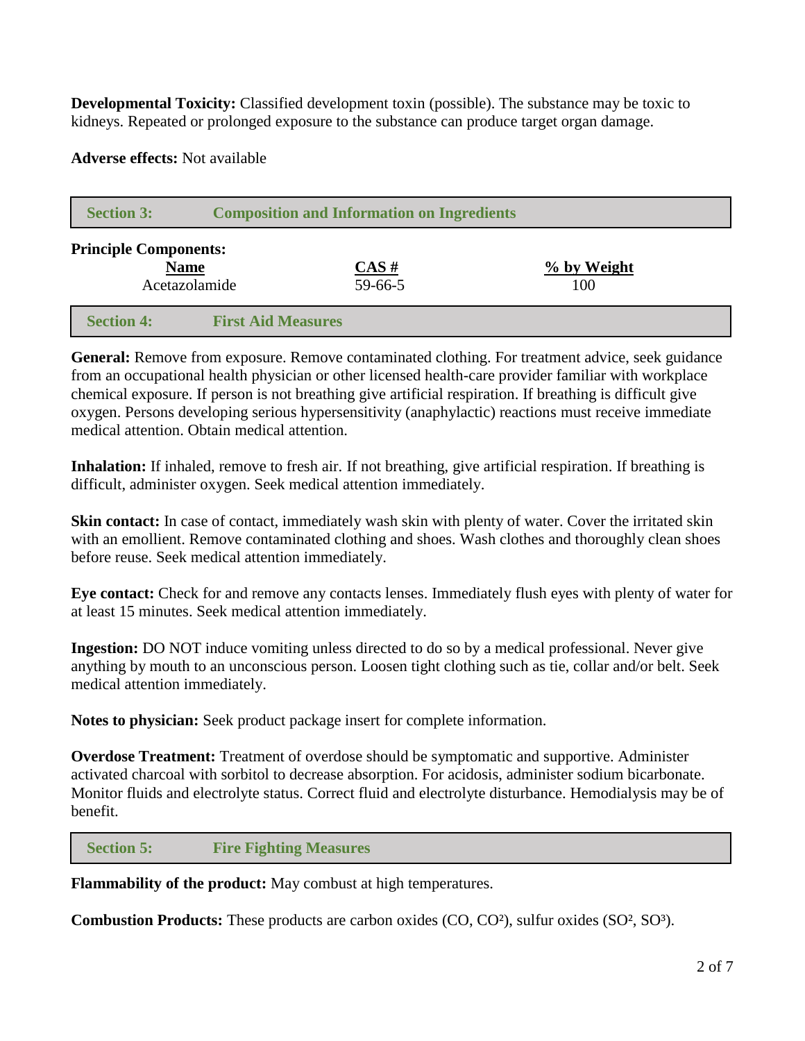**Developmental Toxicity:** Classified development toxin (possible). The substance may be toxic to kidneys. Repeated or prolonged exposure to the substance can produce target organ damage.

**Adverse effects:** Not available

## Section 3: Composition and Information on Ingredients

**Principle Components:**

| Name | CAS # | % by Weight |
|---|---|---|
| Acetazolamide | 59-66-5 | 100 |

## Section 4: First Aid Measures

**General:** Remove from exposure. Remove contaminated clothing. For treatment advice, seek guidance from an occupational health physician or other licensed health-care provider familiar with workplace chemical exposure. If person is not breathing give artificial respiration. If breathing is difficult give oxygen. Persons developing serious hypersensitivity (anaphylactic) reactions must receive immediate medical attention. Obtain medical attention.

**Inhalation:** If inhaled, remove to fresh air. If not breathing, give artificial respiration. If breathing is difficult, administer oxygen. Seek medical attention immediately.

**Skin contact:** In case of contact, immediately wash skin with plenty of water. Cover the irritated skin with an emollient. Remove contaminated clothing and shoes. Wash clothes and thoroughly clean shoes before reuse. Seek medical attention immediately.

**Eye contact:** Check for and remove any contacts lenses. Immediately flush eyes with plenty of water for at least 15 minutes. Seek medical attention immediately.

**Ingestion:** DO NOT induce vomiting unless directed to do so by a medical professional. Never give anything by mouth to an unconscious person. Loosen tight clothing such as tie, collar and/or belt. Seek medical attention immediately.

**Notes to physician:** Seek product package insert for complete information.

**Overdose Treatment:** Treatment of overdose should be symptomatic and supportive. Administer activated charcoal with sorbitol to decrease absorption. For acidosis, administer sodium bicarbonate. Monitor fluids and electrolyte status. Correct fluid and electrolyte disturbance. Hemodialysis may be of benefit.

## Section 5: Fire Fighting Measures

**Flammability of the product:** May combust at high temperatures.

**Combustion Products:** These products are carbon oxides (CO, $CO^2$), sulfur oxides ($SO^2$, $SO^3$).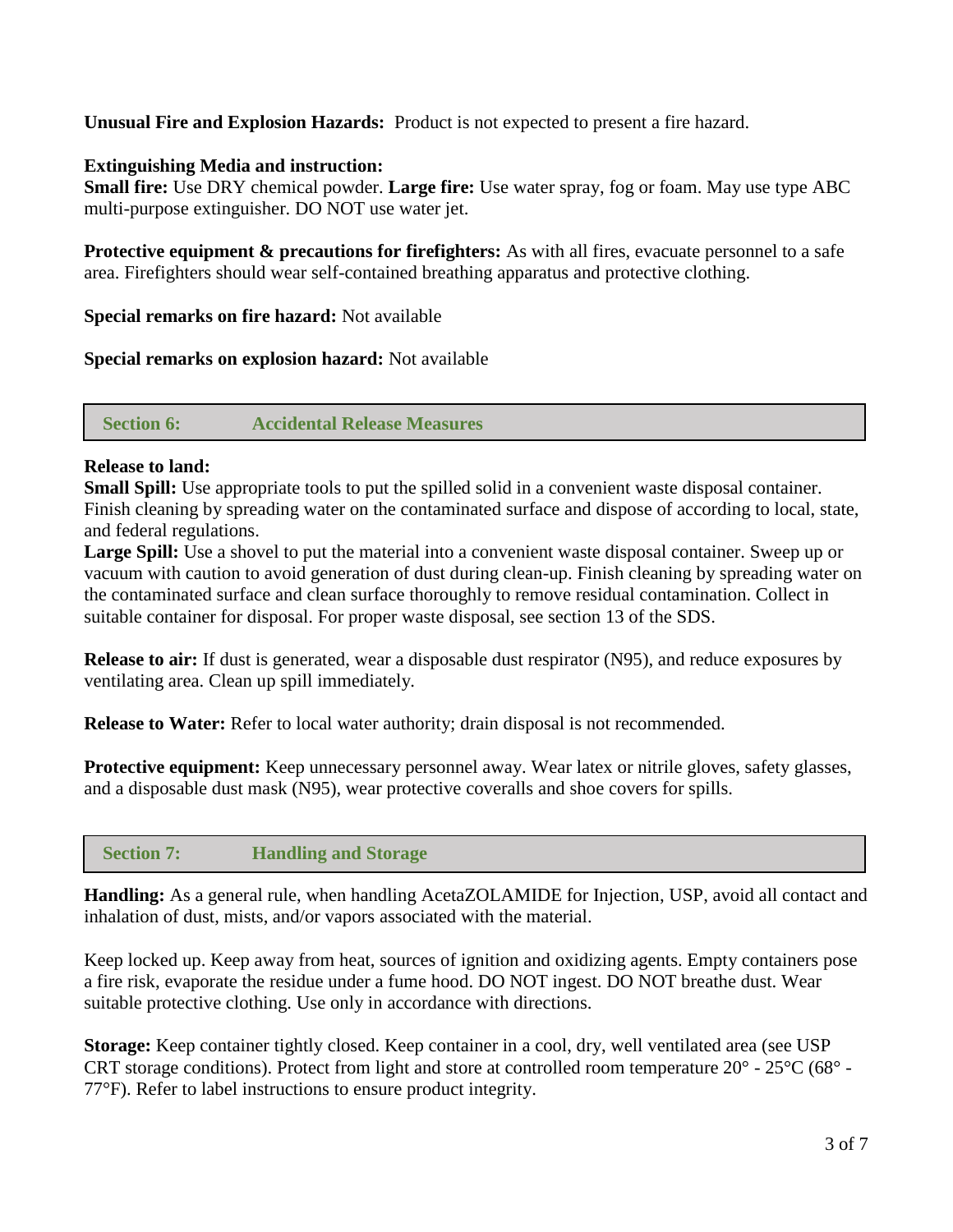**Unusual Fire and Explosion Hazards:** Product is not expected to present a fire hazard.

**Extinguishing Media and instruction:**
**Small fire:** Use DRY chemical powder. **Large fire:** Use water spray, fog or foam. May use type ABC multi-purpose extinguisher. DO NOT use water jet.

**Protective equipment & precautions for firefighters:** As with all fires, evacuate personnel to a safe area. Firefighters should wear self-contained breathing apparatus and protective clothing.

**Special remarks on fire hazard:** Not available

**Special remarks on explosion hazard:** Not available

## Section 6: Accidental Release Measures

**Release to land:**
**Small Spill:** Use appropriate tools to put the spilled solid in a convenient waste disposal container. Finish cleaning by spreading water on the contaminated surface and dispose of according to local, state, and federal regulations.
**Large Spill:** Use a shovel to put the material into a convenient waste disposal container. Sweep up or vacuum with caution to avoid generation of dust during clean-up. Finish cleaning by spreading water on the contaminated surface and clean surface thoroughly to remove residual contamination. Collect in suitable container for disposal. For proper waste disposal, see section 13 of the SDS.

**Release to air:** If dust is generated, wear a disposable dust respirator (N95), and reduce exposures by ventilating area. Clean up spill immediately.

**Release to Water:** Refer to local water authority; drain disposal is not recommended.

**Protective equipment:** Keep unnecessary personnel away. Wear latex or nitrile gloves, safety glasses, and a disposable dust mask (N95), wear protective coveralls and shoe covers for spills.

## Section 7: Handling and Storage

**Handling:** As a general rule, when handling AcetaZOLAMIDE for Injection, USP, avoid all contact and inhalation of dust, mists, and/or vapors associated with the material.

Keep locked up. Keep away from heat, sources of ignition and oxidizing agents. Empty containers pose a fire risk, evaporate the residue under a fume hood. DO NOT ingest. DO NOT breathe dust. Wear suitable protective clothing. Use only in accordance with directions.

**Storage:** Keep container tightly closed. Keep container in a cool, dry, well ventilated area (see USP CRT storage conditions). Protect from light and store at controlled room temperature 20° - 25°C (68° - 77°F). Refer to label instructions to ensure product integrity.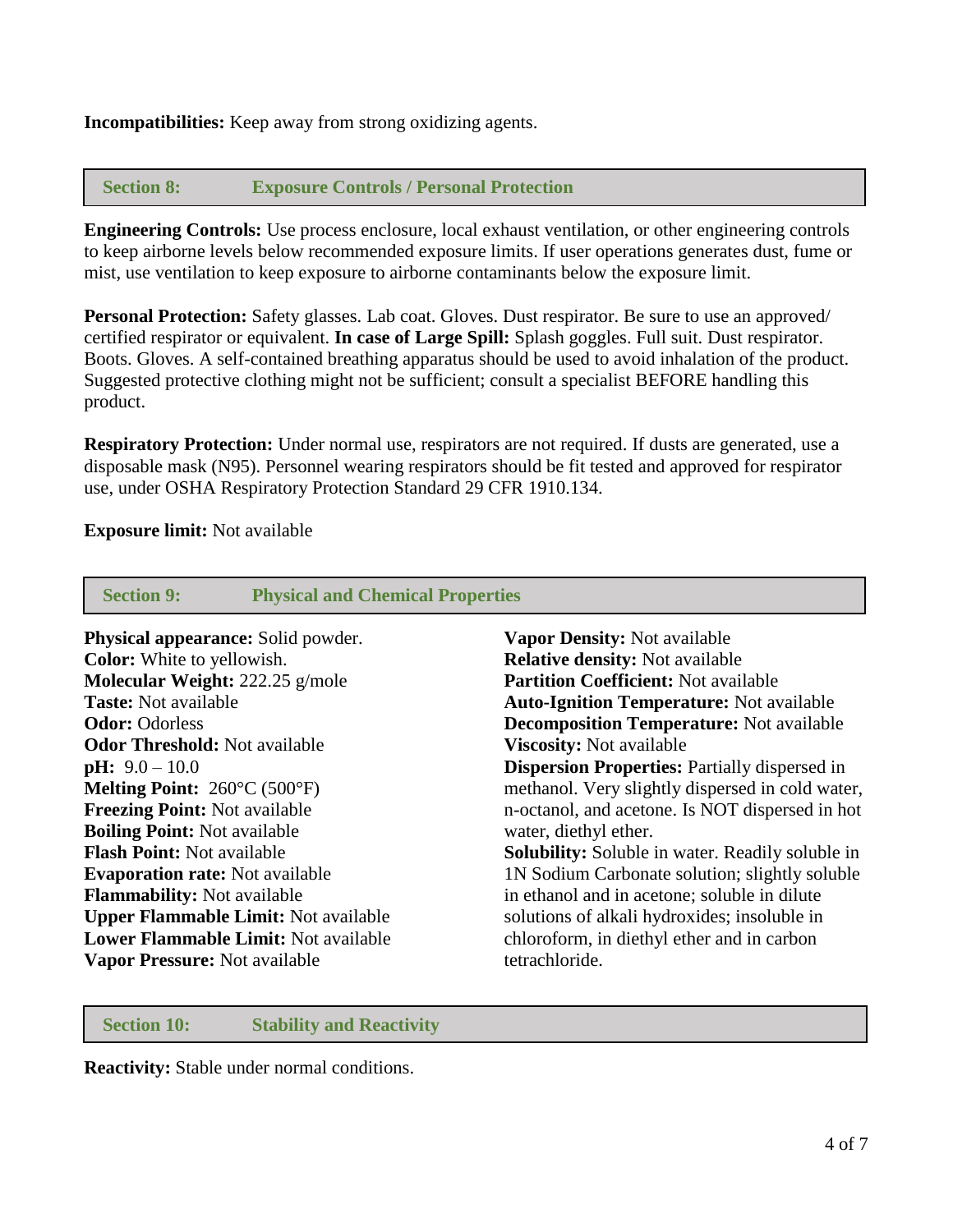**Incompatibilities:** Keep away from strong oxidizing agents.

## Section 8: Exposure Controls / Personal Protection

**Engineering Controls:** Use process enclosure, local exhaust ventilation, or other engineering controls to keep airborne levels below recommended exposure limits. If user operations generates dust, fume or mist, use ventilation to keep exposure to airborne contaminants below the exposure limit.

**Personal Protection:** Safety glasses. Lab coat. Gloves. Dust respirator. Be sure to use an approved/ certified respirator or equivalent. **In case of Large Spill:** Splash goggles. Full suit. Dust respirator. Boots. Gloves. A self-contained breathing apparatus should be used to avoid inhalation of the product. Suggested protective clothing might not be sufficient; consult a specialist BEFORE handling this product.

**Respiratory Protection:** Under normal use, respirators are not required. If dusts are generated, use a disposable mask (N95). Personnel wearing respirators should be fit tested and approved for respirator use, under OSHA Respiratory Protection Standard 29 CFR 1910.134.

**Exposure limit:** Not available

## Section 9: Physical and Chemical Properties

**Physical appearance:** Solid powder.
**Color:** White to yellowish.
**Molecular Weight:** 222.25 g/mole
**Taste:** Not available
**Odor:** Odorless
**Odor Threshold:** Not available
**pH:** 9.0 – 10.0
**Melting Point:** 260°C (500°F)
**Freezing Point:** Not available
**Boiling Point:** Not available
**Flash Point:** Not available
**Evaporation rate:** Not available
**Flammability:** Not available
**Upper Flammable Limit:** Not available
**Lower Flammable Limit:** Not available
**Vapor Pressure:** Not available
**Vapor Density:** Not available
**Relative density:** Not available
**Partition Coefficient:** Not available
**Auto-Ignition Temperature:** Not available
**Decomposition Temperature:** Not available
**Viscosity:** Not available
**Dispersion Properties:** Partially dispersed in methanol. Very slightly dispersed in cold water, n-octanol, and acetone. Is NOT dispersed in hot water, diethyl ether.
**Solubility:** Soluble in water. Readily soluble in 1N Sodium Carbonate solution; slightly soluble in ethanol and in acetone; soluble in dilute solutions of alkali hydroxides; insoluble in chloroform, in diethyl ether and in carbon tetrachloride.

## Section 10: Stability and Reactivity

**Reactivity:** Stable under normal conditions.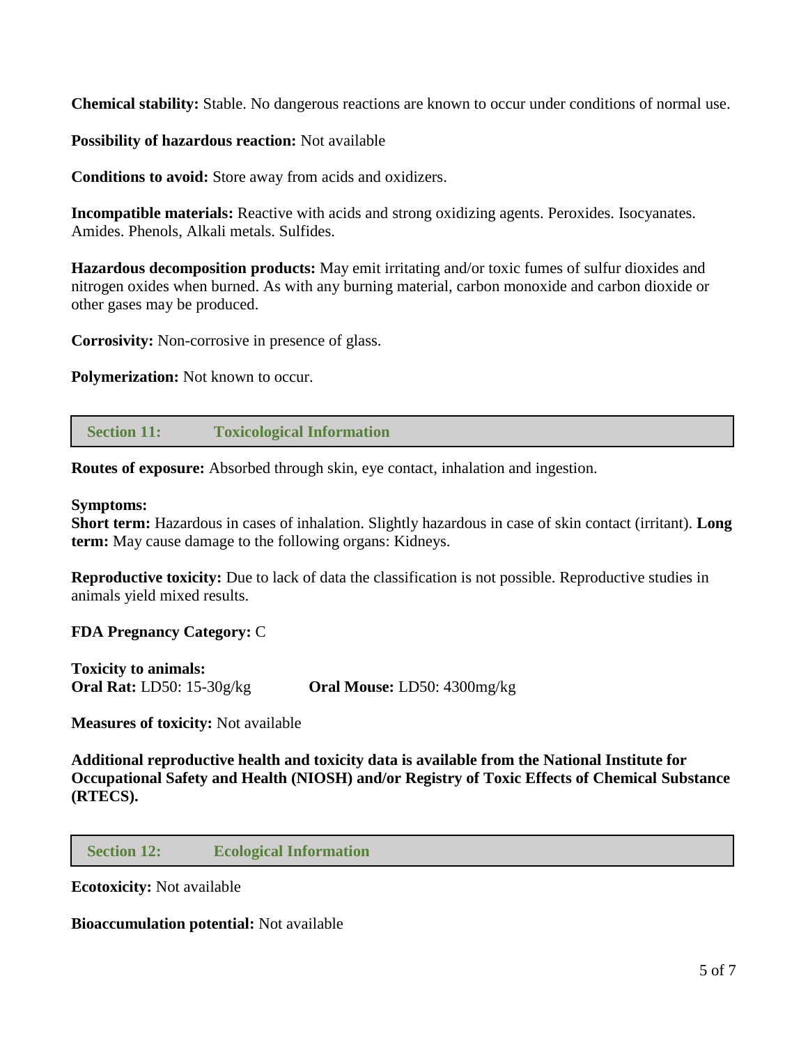**Chemical stability:** Stable. No dangerous reactions are known to occur under conditions of normal use.

**Possibility of hazardous reaction:** Not available

**Conditions to avoid:** Store away from acids and oxidizers.

**Incompatible materials:** Reactive with acids and strong oxidizing agents. Peroxides. Isocyanates. Amides. Phenols, Alkali metals. Sulfides.

**Hazardous decomposition products:** May emit irritating and/or toxic fumes of sulfur dioxides and nitrogen oxides when burned. As with any burning material, carbon monoxide and carbon dioxide or other gases may be produced.

**Corrosivity:** Non-corrosive in presence of glass.

**Polymerization:** Not known to occur.

## Section 11: Toxicological Information

**Routes of exposure:** Absorbed through skin, eye contact, inhalation and ingestion.

**Symptoms:**
**Short term:** Hazardous in cases of inhalation. Slightly hazardous in case of skin contact (irritant). **Long term:** May cause damage to the following organs: Kidneys.

**Reproductive toxicity:** Due to lack of data the classification is not possible. Reproductive studies in animals yield mixed results.

**FDA Pregnancy Category:** C

**Toxicity to animals:**
**Oral Rat:** LD50: 15-30g/kg **Oral Mouse:** LD50: 4300mg/kg

**Measures of toxicity:** Not available

**Additional reproductive health and toxicity data is available from the National Institute for Occupational Safety and Health (NIOSH) and/or Registry of Toxic Effects of Chemical Substance (RTECS).**

## Section 12: Ecological Information

**Ecotoxicity:** Not available

**Bioaccumulation potential:** Not available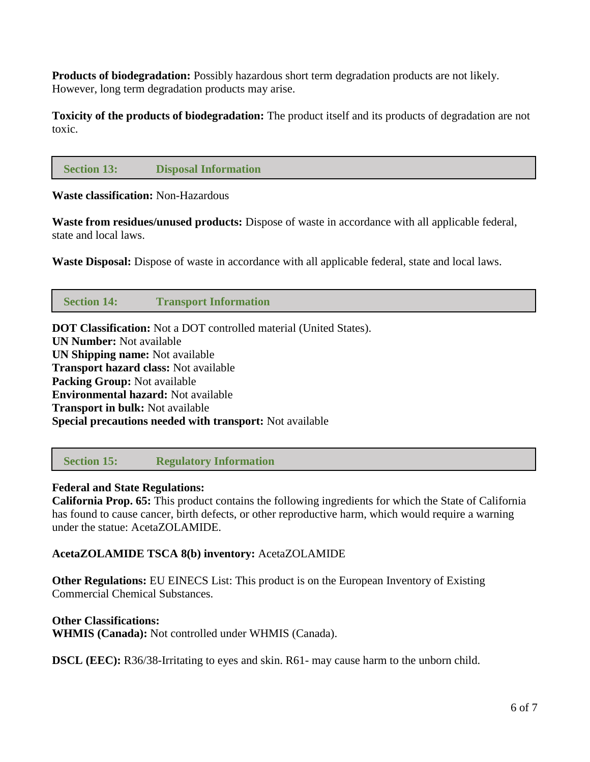**Products of biodegradation:** Possibly hazardous short term degradation products are not likely. However, long term degradation products may arise.

**Toxicity of the products of biodegradation:** The product itself and its products of degradation are not toxic.

## Section 13: Disposal Information

**Waste classification:** Non-Hazardous

**Waste from residues/unused products:** Dispose of waste in accordance with all applicable federal, state and local laws.

**Waste Disposal:** Dispose of waste in accordance with all applicable federal, state and local laws.

## Section 14: Transport Information

**DOT Classification:** Not a DOT controlled material (United States).
**UN Number:** Not available
**UN Shipping name:** Not available
**Transport hazard class:** Not available
**Packing Group:** Not available
**Environmental hazard:** Not available
**Transport in bulk:** Not available
**Special precautions needed with transport:** Not available

## Section 15: Regulatory Information

**Federal and State Regulations:**
**California Prop. 65:** This product contains the following ingredients for which the State of California has found to cause cancer, birth defects, or other reproductive harm, which would require a warning under the statue: AcetaZOLAMIDE.

**AcetaZOLAMIDE TSCA 8(b) inventory:** AcetaZOLAMIDE

**Other Regulations:** EU EINECS List: This product is on the European Inventory of Existing Commercial Chemical Substances.

**Other Classifications:**
**WHMIS (Canada):** Not controlled under WHMIS (Canada).

**DSCL (EEC):** R36/38-Irritating to eyes and skin. R61- may cause harm to the unborn child.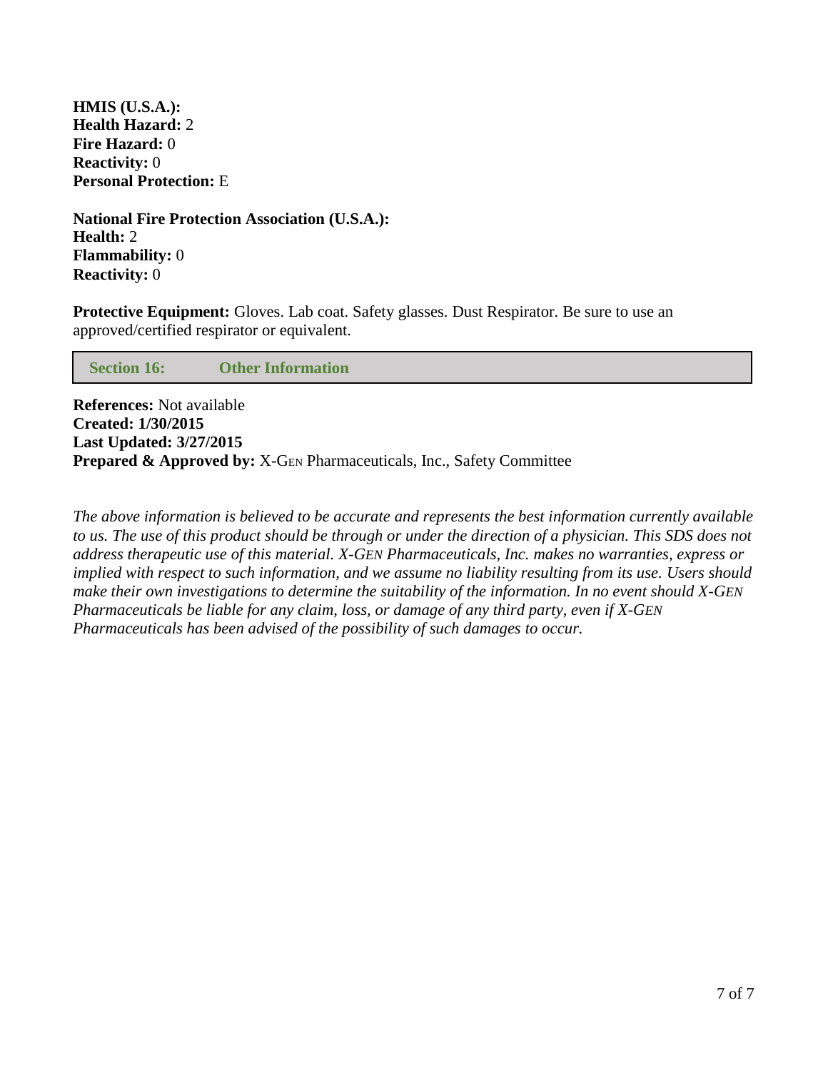**HMIS (U.S.A.):**
**Health Hazard:** 2
**Fire Hazard:** 0
**Reactivity:** 0
**Personal Protection:** E

**National Fire Protection Association (U.S.A.):**
**Health:** 2
**Flammability:** 0
**Reactivity:** 0

**Protective Equipment:** Gloves. Lab coat. Safety glasses. Dust Respirator. Be sure to use an approved/certified respirator or equivalent.

## Section 16: Other Information

**References:** Not available
**Created: 1/30/2015**
**Last Updated: 3/27/2015**
**Prepared & Approved by:** X-GEN Pharmaceuticals, Inc., Safety Committee

*The above information is believed to be accurate and represents the best information currently available to us. The use of this product should be through or under the direction of a physician. This SDS does not address therapeutic use of this material. X-GEN Pharmaceuticals, Inc. makes no warranties, express or implied with respect to such information, and we assume no liability resulting from its use. Users should make their own investigations to determine the suitability of the information. In no event should X-GEN Pharmaceuticals be liable for any claim, loss, or damage of any third party, even if X-GEN Pharmaceuticals has been advised of the possibility of such damages to occur.*